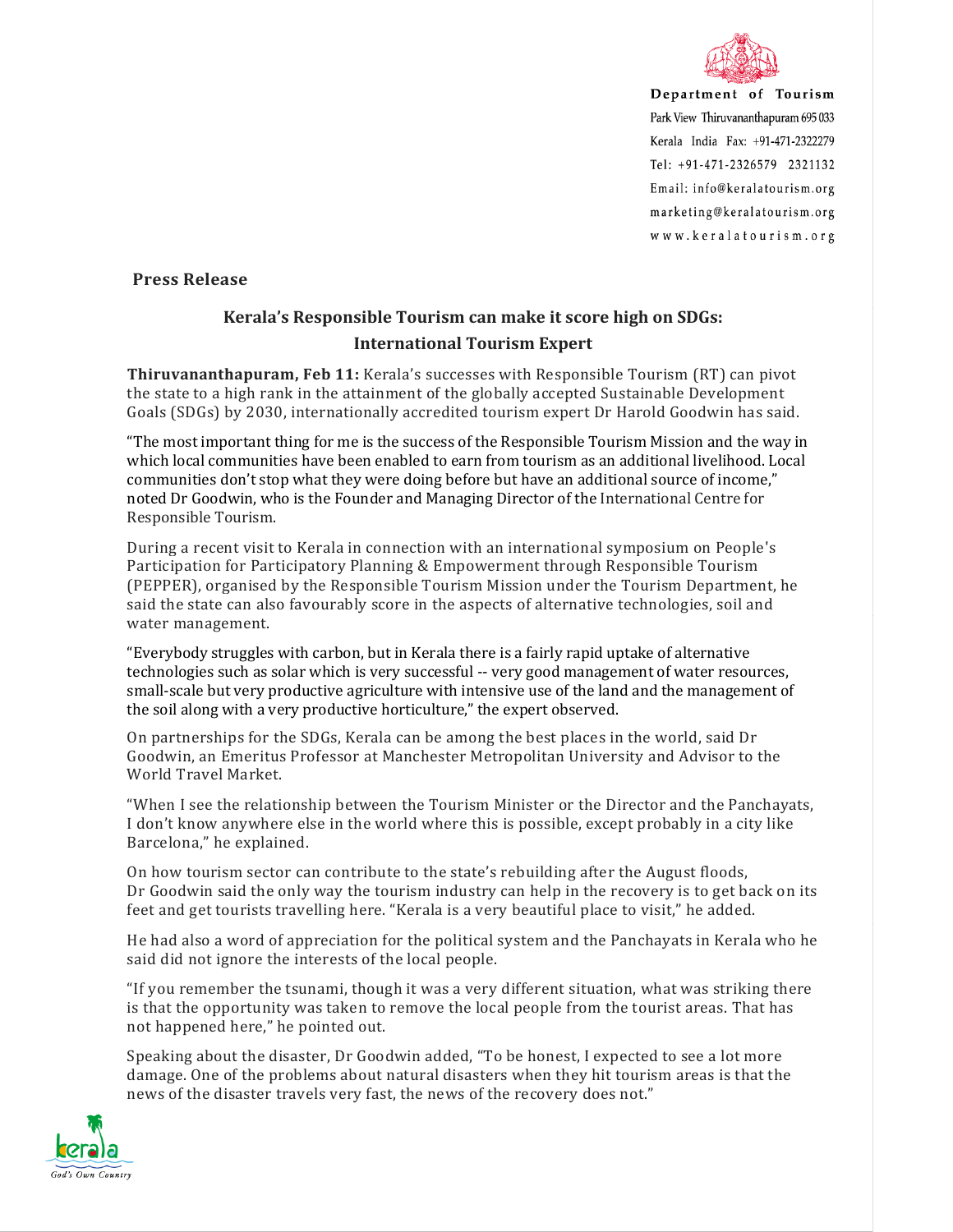Department of Tourism
Park View Thiruvananthapuram 695 033
Kerala India Fax: +91-471-2322279
Tel: +91-471-2326579 2321132
Email: info@keralatourism.org
marketing@keralatourism.org
www.keralatourism.org

**Press Release**

## Kerala's Responsible Tourism can make it score high on SDGs: International Tourism Expert

**Thiruvananthapuram, Feb 11:** Kerala's successes with Responsible Tourism (RT) can pivot the state to a high rank in the attainment of the globally accepted Sustainable Development Goals (SDGs) by 2030, internationally accredited tourism expert Dr Harold Goodwin has said.

"The most important thing for me is the success of the Responsible Tourism Mission and the way in which local communities have been enabled to earn from tourism as an additional livelihood. Local communities don't stop what they were doing before but have an additional source of income," noted Dr Goodwin, who is the Founder and Managing Director of the International Centre for Responsible Tourism.

During a recent visit to Kerala in connection with an international symposium on People's Participation for Participatory Planning & Empowerment through Responsible Tourism (PEPPER), organised by the Responsible Tourism Mission under the Tourism Department, he said the state can also favourably score in the aspects of alternative technologies, soil and water management.

"Everybody struggles with carbon, but in Kerala there is a fairly rapid uptake of alternative technologies such as solar which is very successful -- very good management of water resources, small-scale but very productive agriculture with intensive use of the land and the management of the soil along with a very productive horticulture," the expert observed.

On partnerships for the SDGs, Kerala can be among the best places in the world, said Dr Goodwin, an Emeritus Professor at Manchester Metropolitan University and Advisor to the World Travel Market.

"When I see the relationship between the Tourism Minister or the Director and the Panchayats, I don't know anywhere else in the world where this is possible, except probably in a city like Barcelona," he explained.

On how tourism sector can contribute to the state's rebuilding after the August floods, Dr Goodwin said the only way the tourism industry can help in the recovery is to get back on its feet and get tourists travelling here. "Kerala is a very beautiful place to visit," he added.

He had also a word of appreciation for the political system and the Panchayats in Kerala who he said did not ignore the interests of the local people.

"If you remember the tsunami, though it was a very different situation, what was striking there is that the opportunity was taken to remove the local people from the tourist areas. That has not happened here," he pointed out.

Speaking about the disaster, Dr Goodwin added, "To be honest, I expected to see a lot more damage. One of the problems about natural disasters when they hit tourism areas is that the news of the disaster travels very fast, the news of the recovery does not."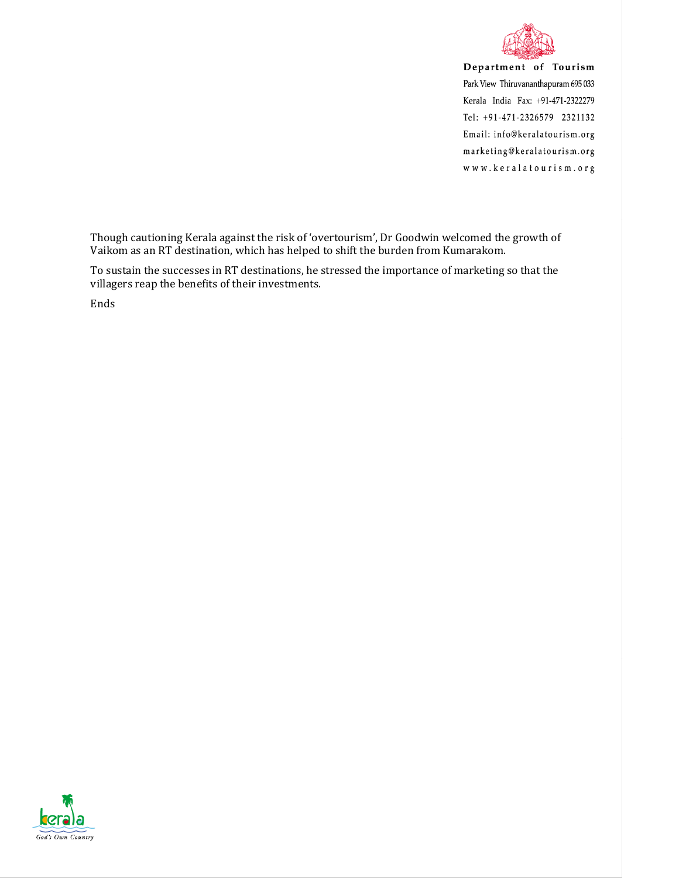Though cautioning Kerala against the risk of 'overtourism', Dr Goodwin welcomed the growth of Vaikom as an RT destination, which has helped to shift the burden from Kumarakom.

To sustain the successes in RT destinations, he stressed the importance of marketing so that the villagers reap the benefits of their investments.

Ends